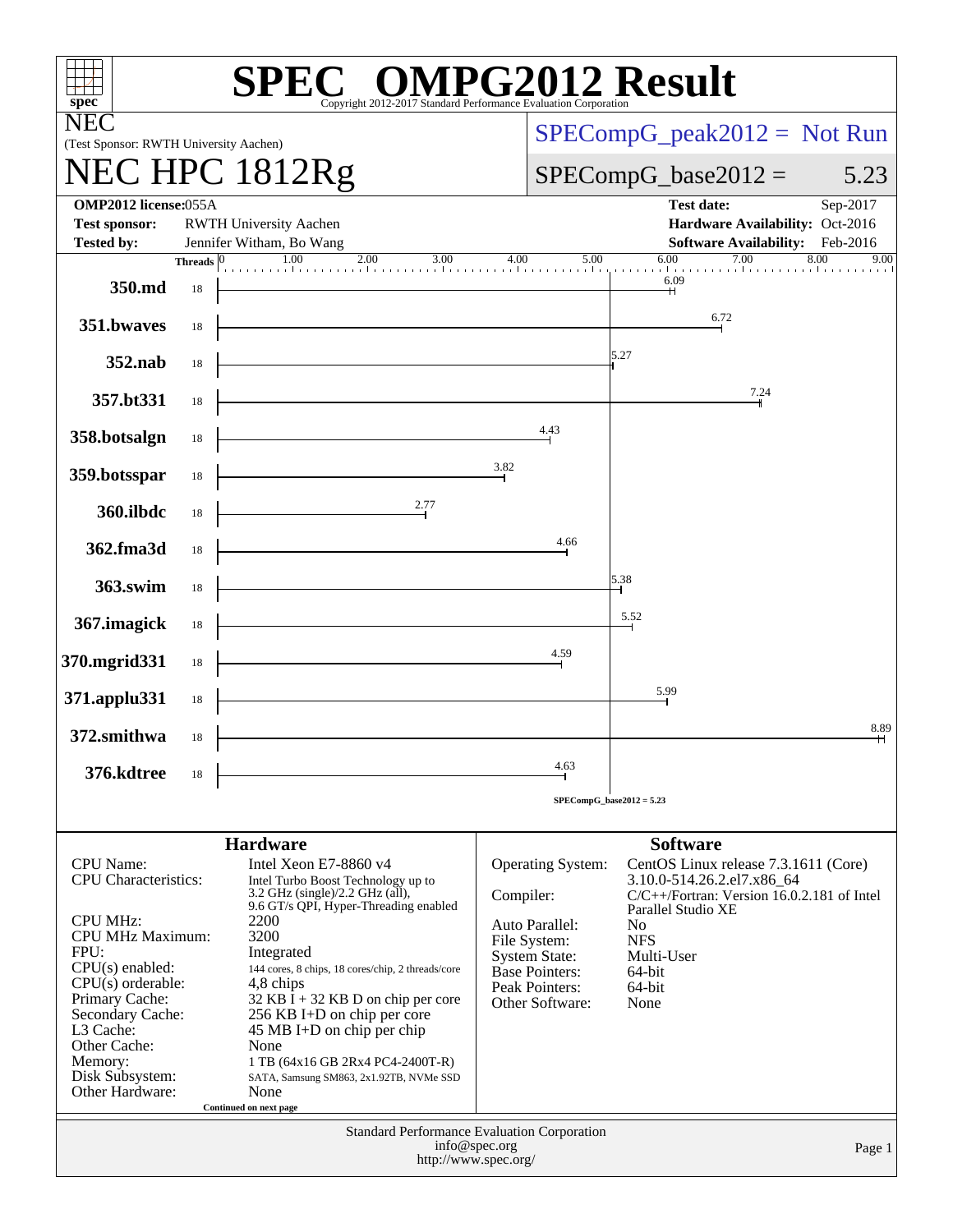# SPEC OMPG2012 Result

Copyright 2012-2017 Standard Performance Evaluation Corporation

**NEC**

(Test Sponsor: RWTH University Aachen)

# NEC HPC 1812Rg

SPECompG_peak2012 = Not Run

SPECompG_base2012 = 5.23

| | | | |
|---|---|---|---|
| **OMP2012 license:** 055A | | **Test date:** | Sep-2017 |
| **Test sponsor:** | RWTH University Aachen | **Hardware Availability:** | Oct-2016 |
| **Tested by:** | Jennifer Witham, Bo Wang | **Software Availability:** | Feb-2016 |

| Benchmark | Threads | Base Ratio |
|---|---|---|
| 350.md | 18 | 6.09 |
| 351.bwaves | 18 | 6.72 |
| 352.nab | 18 | 5.27 |
| 357.bt331 | 18 | 7.24 |
| 358.botsalgn | 18 | 4.43 |
| 359.botsspar | 18 | 3.82 |
| 360.ilbdc | 18 | 2.77 |
| 362.fma3d | 18 | 4.66 |
| 363.swim | 18 | 5.38 |
| 367.imagick | 18 | 5.52 |
| 370.mgrid331 | 18 | 4.59 |
| 371.applu331 | 18 | 5.99 |
| 372.smithwa | 18 | 8.89 |
| 376.kdtree | 18 | 4.63 |

SPECompG_base2012 = 5.23

## Hardware

| | |
|---|---|
| CPU Name: | Intel Xeon E7-8860 v4 |
| CPU Characteristics: | Intel Turbo Boost Technology up to 3.2 GHz (single)/2.2 GHz (all), 9.6 GT/s QPI, Hyper-Threading enabled |
| CPU MHz: | 2200 |
| CPU MHz Maximum: | 3200 |
| FPU: | Integrated |
| CPU(s) enabled: | 144 cores, 8 chips, 18 cores/chip, 2 threads/core |
| CPU(s) orderable: | 4,8 chips |
| Primary Cache: | 32 KB I + 32 KB D on chip per core |
| Secondary Cache: | 256 KB I+D on chip per core |
| L3 Cache: | 45 MB I+D on chip per chip |
| Other Cache: | None |
| Memory: | 1 TB (64x16 GB 2Rx4 PC4-2400T-R) |
| Disk Subsystem: | SATA, Samsung SM863, 2x1.92TB, NVMe SSD |
| Other Hardware: | None |

Continued on next page

## Software

| | |
|---|---|
| Operating System: | CentOS Linux release 7.3.1611 (Core) 3.10.0-514.26.2.el7.x86_64 |
| Compiler: | C/C++/Fortran: Version 16.0.2.181 of Intel Parallel Studio XE |
| Auto Parallel: | No |
| File System: | NFS |
| System State: | Multi-User |
| Base Pointers: | 64-bit |
| Peak Pointers: | 64-bit |
| Other Software: | None |

Standard Performance Evaluation Corporation
info@spec.org
http://www.spec.org/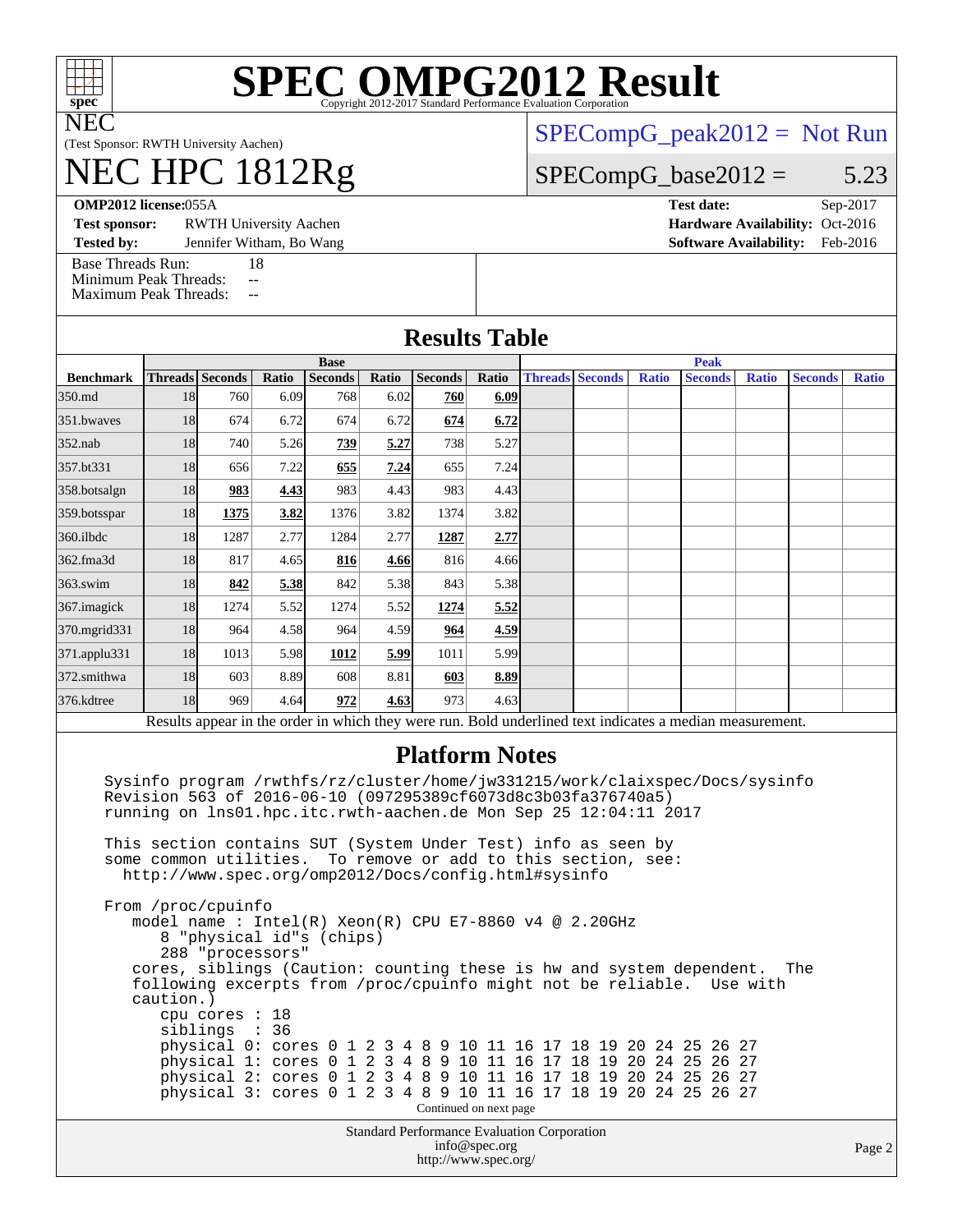# SPEC OMPG2012 Result

Copyright 2012-2017 Standard Performance Evaluation Corporation

**NEC**

(Test Sponsor: RWTH University Aachen)

# NEC HPC 1812Rg

SPECompG_peak2012 = Not Run

SPECompG_base2012 = 5.23

**OMP2012 license:** 055A | **Test date:** Sep-2017

**Test sponsor:** RWTH University Aachen | **Hardware Availability:** Oct-2016

**Tested by:** Jennifer Witham, Bo Wang | **Software Availability:** Feb-2016

Base Threads Run: 18
Minimum Peak Threads: --
Maximum Peak Threads: --

## Results Table

| | Base | | | | | | | | Peak | | | | | | |
|---|---|---|---|---|---|---|---|---|---|---|---|---|---|---|---|
| **Benchmark** | **Threads** | **Seconds** | **Ratio** | **Seconds** | **Ratio** | **Seconds** | **Ratio** | **Threads** | **Seconds** | **Ratio** | **Seconds** | **Ratio** | **Seconds** | **Ratio** |
| 350.md | 18 | 760 | 6.09 | 768 | 6.02 | **760** | **6.09** | | | | | | | |
| 351.bwaves | 18 | 674 | 6.72 | 674 | 6.72 | **674** | **6.72** | | | | | | | |
| 352.nab | 18 | 740 | 5.26 | **739** | **5.27** | 738 | 5.27 | | | | | | | |
| 357.bt331 | 18 | 656 | 7.22 | **655** | **7.24** | 655 | 7.24 | | | | | | | |
| 358.botsalgn | 18 | **983** | **4.43** | 983 | 4.43 | 983 | 4.43 | | | | | | | |
| 359.botsspar | 18 | **1375** | **3.82** | 1376 | 3.82 | 1374 | 3.82 | | | | | | | |
| 360.ilbdc | 18 | 1287 | 2.77 | 1284 | 2.77 | **1287** | **2.77** | | | | | | | |
| 362.fma3d | 18 | 817 | 4.65 | **816** | **4.66** | 816 | 4.66 | | | | | | | |
| 363.swim | 18 | **842** | **5.38** | 842 | 5.38 | 843 | 5.38 | | | | | | | |
| 367.imagick | 18 | 1274 | 5.52 | 1274 | 5.52 | **1274** | **5.52** | | | | | | | |
| 370.mgrid331 | 18 | 964 | 4.58 | 964 | 4.59 | **964** | **4.59** | | | | | | | |
| 371.applu331 | 18 | 1013 | 5.98 | **1012** | **5.99** | 1011 | 5.99 | | | | | | | |
| 372.smithwa | 18 | 603 | 8.89 | 608 | 8.81 | **603** | **8.89** | | | | | | | |
| 376.kdtree | 18 | 969 | 4.64 | **972** | **4.63** | 973 | 4.63 | | | | | | | |

Results appear in the order in which they were run. Bold underlined text indicates a median measurement.

## Platform Notes

```
Sysinfo program /rwthfs/rz/cluster/home/jw331215/work/claixspec/Docs/sysinfo
Revision 563 of 2016-06-10 (097295389cf6073d8c3b03fa376740a5)
running on lns01.hpc.itc.rwth-aachen.de Mon Sep 25 12:04:11 2017

This section contains SUT (System Under Test) info as seen by
some common utilities.  To remove or add to this section, see:
  http://www.spec.org/omp2012/Docs/config.html#sysinfo

From /proc/cpuinfo
   model name : Intel(R) Xeon(R) CPU E7-8860 v4 @ 2.20GHz
      8 "physical id"s (chips)
      288 "processors"
   cores, siblings (Caution: counting these is hw and system dependent.  The
   following excerpts from /proc/cpuinfo might not be reliable.  Use with
   caution.)
      cpu cores : 18
      siblings  : 36
      physical 0: cores 0 1 2 3 4 8 9 10 11 16 17 18 19 20 24 25 26 27
      physical 1: cores 0 1 2 3 4 8 9 10 11 16 17 18 19 20 24 25 26 27
      physical 2: cores 0 1 2 3 4 8 9 10 11 16 17 18 19 20 24 25 26 27
      physical 3: cores 0 1 2 3 4 8 9 10 11 16 17 18 19 20 24 25 26 27
```

Continued on next page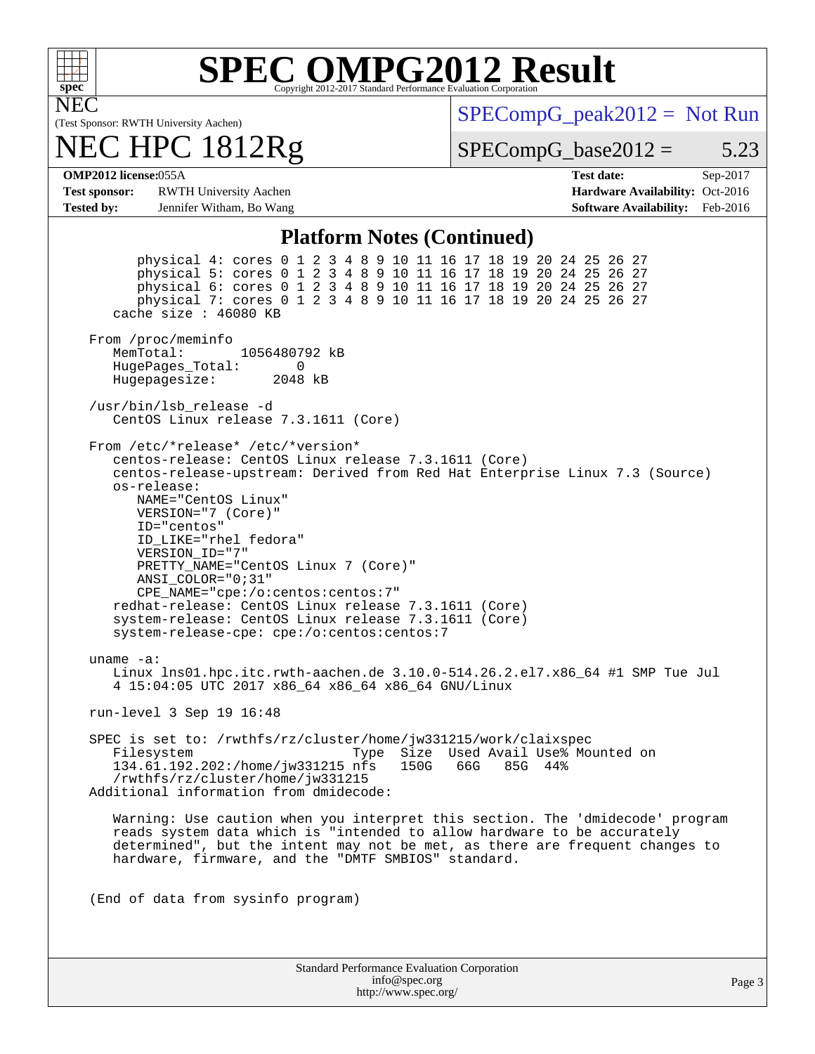# SPEC OMPG2012 Result

Copyright 2012-2017 Standard Performance Evaluation Corporation

NEC
(Test Sponsor: RWTH University Aachen)

# NEC HPC 1812Rg

SPECompG_peak2012 = Not Run

SPECompG_base2012 = 5.23

| | | | |
|---|---|---|---|
| **OMP2012 license:** | 055A | **Test date:** | Sep-2017 |
| **Test sponsor:** | RWTH University Aachen | **Hardware Availability:** | Oct-2016 |
| **Tested by:** | Jennifer Witham, Bo Wang | **Software Availability:** | Feb-2016 |

## Platform Notes (Continued)

```
        physical 4: cores 0 1 2 3 4 8 9 10 11 16 17 18 19 20 24 25 26 27
        physical 5: cores 0 1 2 3 4 8 9 10 11 16 17 18 19 20 24 25 26 27
        physical 6: cores 0 1 2 3 4 8 9 10 11 16 17 18 19 20 24 25 26 27
        physical 7: cores 0 1 2 3 4 8 9 10 11 16 17 18 19 20 24 25 26 27
     cache size : 46080 KB

  From /proc/meminfo
     MemTotal:       1056480792 kB
     HugePages_Total:       0
     Hugepagesize:       2048 kB

  /usr/bin/lsb_release -d
     CentOS Linux release 7.3.1611 (Core)

  From /etc/*release* /etc/*version*
     centos-release: CentOS Linux release 7.3.1611 (Core)
     centos-release-upstream: Derived from Red Hat Enterprise Linux 7.3 (Source)
     os-release:
        NAME="CentOS Linux"
        VERSION="7 (Core)"
        ID="centos"
        ID_LIKE="rhel fedora"
        VERSION_ID="7"
        PRETTY_NAME="CentOS Linux 7 (Core)"
        ANSI_COLOR="0;31"
        CPE_NAME="cpe:/o:centos:centos:7"
     redhat-release: CentOS Linux release 7.3.1611 (Core)
     system-release: CentOS Linux release 7.3.1611 (Core)
     system-release-cpe: cpe:/o:centos:centos:7

  uname -a:
     Linux lns01.hpc.itc.rwth-aachen.de 3.10.0-514.26.2.el7.x86_64 #1 SMP Tue Jul
     4 15:04:05 UTC 2017 x86_64 x86_64 x86_64 GNU/Linux

  run-level 3 Sep 19 16:48

  SPEC is set to: /rwthfs/rz/cluster/home/jw331215/work/claixspec
     Filesystem                   Type  Size  Used Avail Use% Mounted on
     134.61.192.202:/home/jw331215 nfs   150G   66G   85G  44%
     /rwthfs/rz/cluster/home/jw331215
  Additional information from dmidecode:

     Warning: Use caution when you interpret this section. The 'dmidecode' program
     reads system data which is "intended to allow hardware to be accurately
     determined", but the intent may not be met, as there are frequent changes to
     hardware, firmware, and the "DMTF SMBIOS" standard.

  (End of data from sysinfo program)
```

Standard Performance Evaluation Corporation
info@spec.org
http://www.spec.org/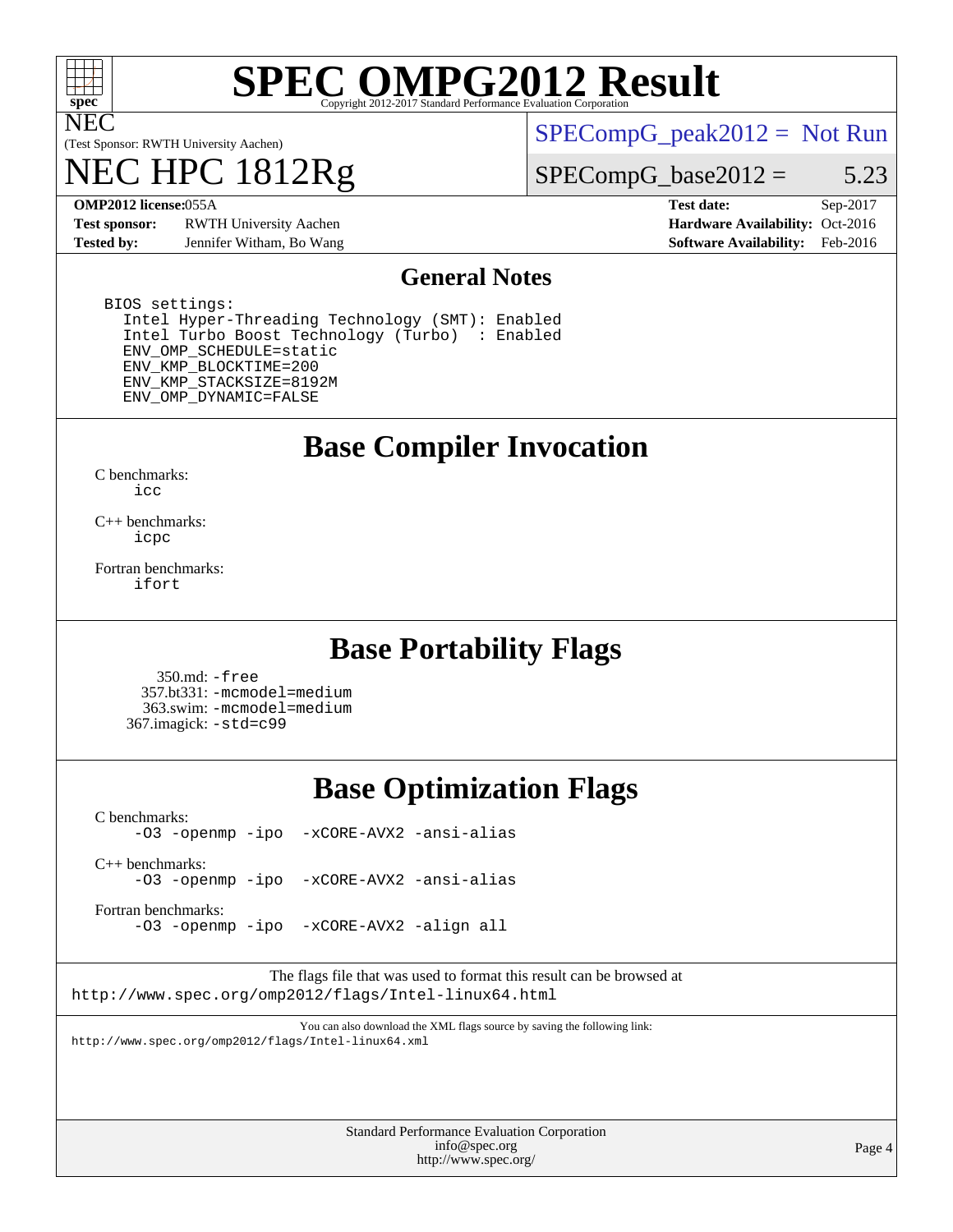# SPEC OMPG2012 Result

NEC
(Test Sponsor: RWTH University Aachen)

# NEC HPC 1812Rg

SPECompG_peak2012 = Not Run

SPECompG_base2012 = 5.23

| | | | |
|---|---|---|---|
| **OMP2012 license:** | 055A | **Test date:** | Sep-2017 |
| **Test sponsor:** | RWTH University Aachen | **Hardware Availability:** | Oct-2016 |
| **Tested by:** | Jennifer Witham, Bo Wang | **Software Availability:** | Feb-2016 |

## General Notes

```
BIOS settings:
  Intel Hyper-Threading Technology (SMT): Enabled
  Intel Turbo Boost Technology (Turbo)  : Enabled
  ENV_OMP_SCHEDULE=static
  ENV_KMP_BLOCKTIME=200
  ENV_KMP_STACKSIZE=8192M
  ENV_OMP_DYNAMIC=FALSE
```

## Base Compiler Invocation

C benchmarks:
icc

C++ benchmarks:
icpc

Fortran benchmarks:
ifort

## Base Portability Flags

350.md: -free
357.bt331: -mcmodel=medium
363.swim: -mcmodel=medium
367.imagick: -std=c99

## Base Optimization Flags

C benchmarks:
-O3 -openmp -ipo -xCORE-AVX2 -ansi-alias

C++ benchmarks:
-O3 -openmp -ipo -xCORE-AVX2 -ansi-alias

Fortran benchmarks:
-O3 -openmp -ipo -xCORE-AVX2 -align all

The flags file that was used to format this result can be browsed at
http://www.spec.org/omp2012/flags/Intel-linux64.html

You can also download the XML flags source by saving the following link:
http://www.spec.org/omp2012/flags/Intel-linux64.xml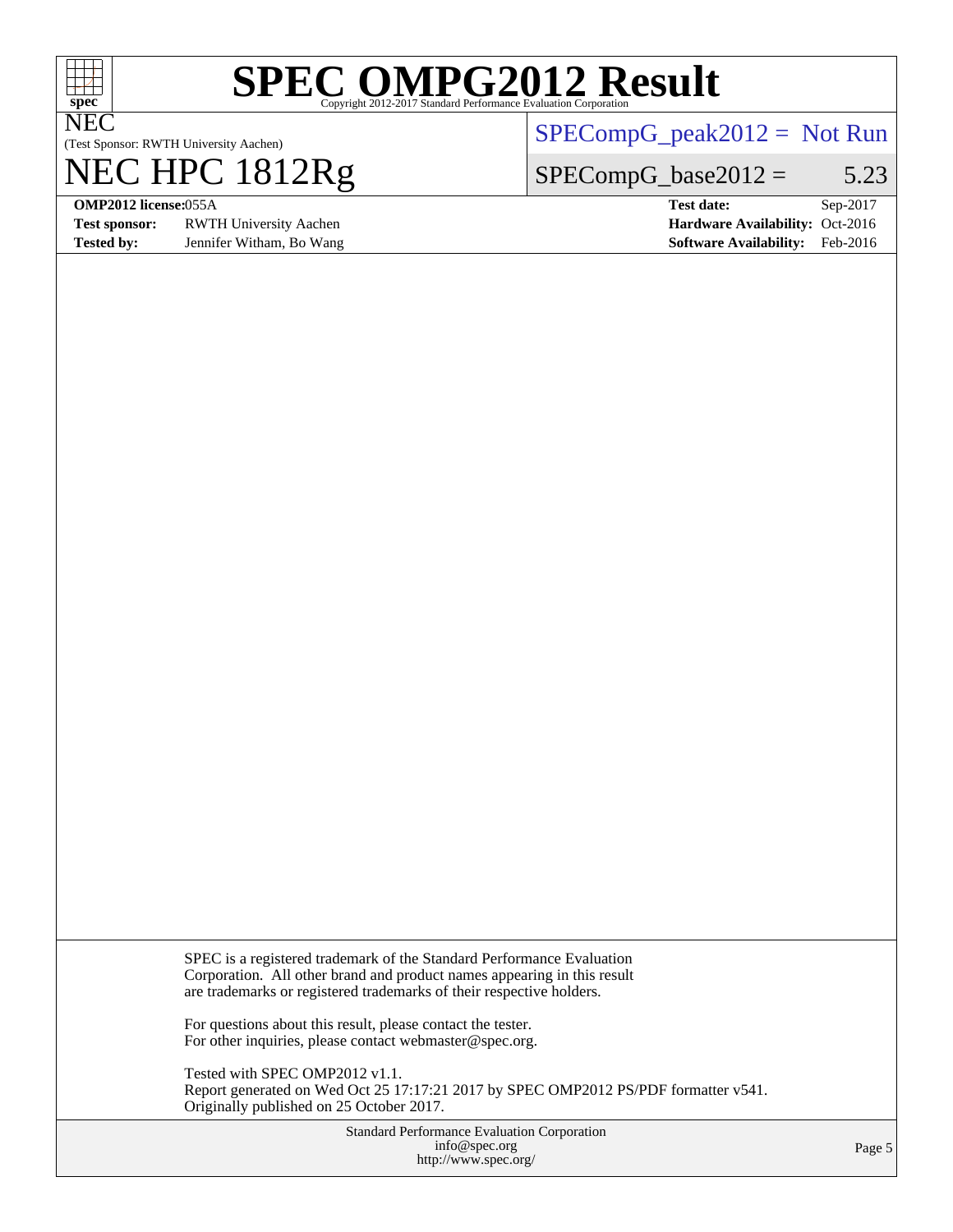SPEC is a registered trademark of the Standard Performance Evaluation Corporation. All other brand and product names appearing in this result are trademarks or registered trademarks of their respective holders.

For questions about this result, please contact the tester.
For other inquiries, please contact webmaster@spec.org.

Tested with SPEC OMP2012 v1.1.
Report generated on Wed Oct 25 17:17:21 2017 by SPEC OMP2012 PS/PDF formatter v541.
Originally published on 25 October 2017.